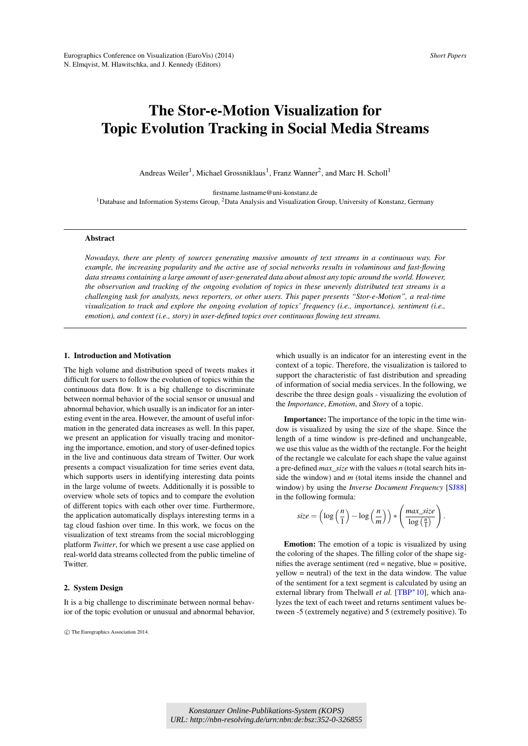# The Stor-e-Motion Visualization for Topic Evolution Tracking in Social Media Streams

Andreas Weiler[1], Michael Grossniklaus[1], Franz Wanner[2], and Marc H. Scholl[1]

firstname.lastname@uni-konstanz.de

[1]Database and Information Systems Group, [2]Data Analysis and Visualization Group, University of Konstanz, Germany

## Abstract

*Nowadays, there are plenty of sources generating massive amounts of text streams in a continuous way. For example, the increasing popularity and the active use of social networks results in voluminous and fast-flowing data streams containing a large amount of user-generated data about almost any topic around the world. However, the observation and tracking of the ongoing evolution of topics in these unevenly distributed text streams is a challenging task for analysts, news reporters, or other users. This paper presents "Stor-e-Motion", a real-time visualization to track and explore the ongoing evolution of topics' frequency (i.e., importance), sentiment (i.e., emotion), and context (i.e., story) in user-defined topics over continuous flowing text streams.*

## 1. Introduction and Motivation

The high volume and distribution speed of tweets makes it difficult for users to follow the evolution of topics within the continuous data flow. It is a big challenge to discriminate between normal behavior of the social sensor or unusual and abnormal behavior, which usually is an indicator for an interesting event in the area. However, the amount of useful information in the generated data increases as well. In this paper, we present an application for visually tracing and monitoring the importance, emotion, and story of user-defined topics in the live and continuous data stream of Twitter. Our work presents a compact visualization for time series event data, which supports users in identifying interesting data points in the large volume of tweets. Additionally it is possible to overview whole sets of topics and to compare the evolution of different topics with each other over time. Furthermore, the application automatically displays interesting terms in a tag cloud fashion over time. In this work, we focus on the visualization of text streams from the social microblogging platform *Twitter*, for which we present a use case applied on real-world data streams collected from the public timeline of Twitter.

## 2. System Design

It is a big challenge to discriminate between normal behavior of the topic evolution or unusual and abnormal behavior, which usually is an indicator for an interesting event in the context of a topic. Therefore, the visualization is tailored to support the characteristic of fast distribution and spreading of information of social media services. In the following, we describe the three design goals - visualizing the evolution of the *Importance*, *Emotion*, and *Story* of a topic.

**Importance:** The importance of the topic in the time window is visualized by using the size of the shape. Since the length of a time window is pre-defined and unchangeable, we use this value as the width of the rectangle. For the height of the rectangle we calculate for each shape the value against a pre-defined *max_size* with the values *n* (total search hits inside the window) and *m* (total items inside the channel and window) by using the *Inverse Document Frequency* [SJ88] in the following formula:

$$size = \left(\log\left(\frac{n}{1}\right) - \log\left(\frac{n}{m}\right)\right) * \left(\frac{max\_size}{\log\left(\frac{n}{1}\right)}\right).$$

**Emotion:** The emotion of a topic is visualized by using the coloring of the shapes. The filling color of the shape signifies the average sentiment (red = negative, blue = positive, yellow = neutral) of the text in the data window. The value of the sentiment for a text segment is calculated by using an external library from Thelwall *et al.* [TBP*10], which analyzes the text of each tweet and returns sentiment values between -5 (extremely negative) and 5 (extremely positive). To

© The Eurographics Association 2014.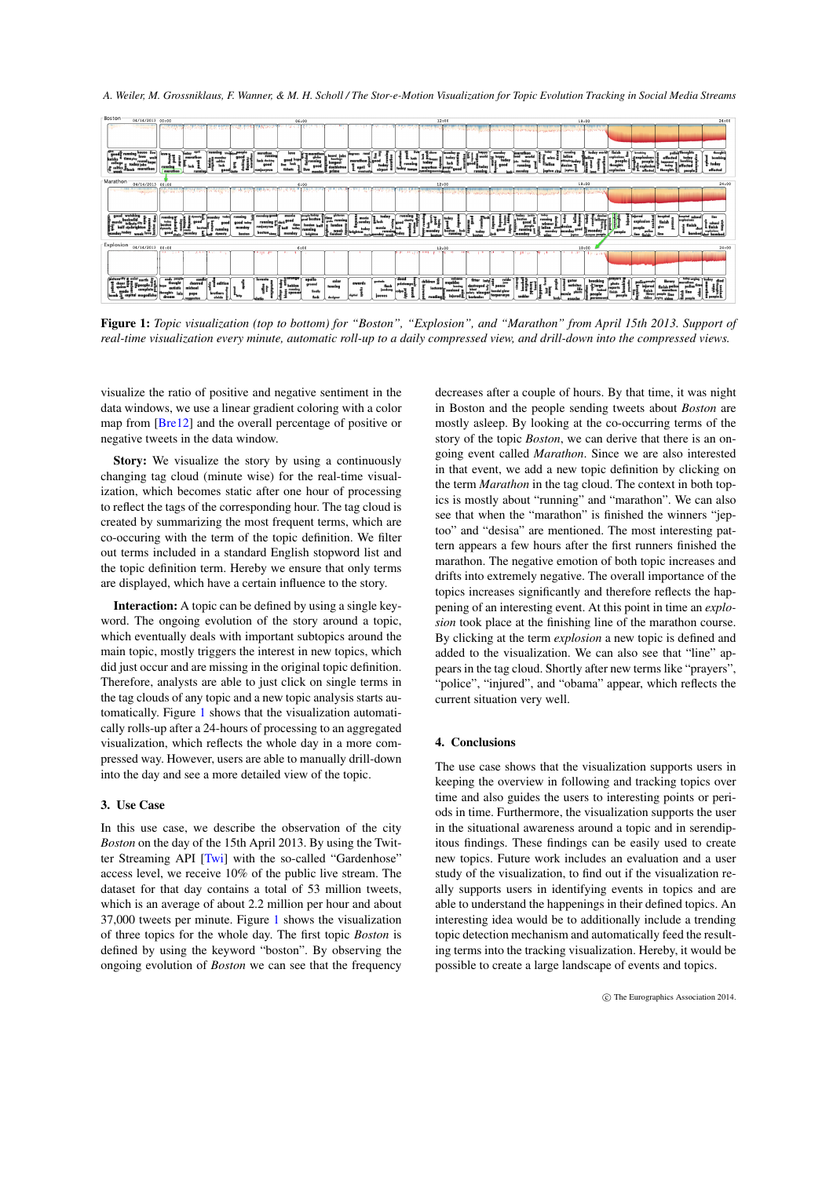**Figure 1:** *Topic visualization (top to bottom) for "Boston", "Explosion", and "Marathon" from April 15th 2013. Support of real-time visualization every minute, automatic roll-up to a daily compressed view, and drill-down into the compressed views.*

visualize the ratio of positive and negative sentiment in the data windows, we use a linear gradient coloring with a color map from [Bre12] and the overall percentage of positive or negative tweets in the data window.

**Story:** We visualize the story by using a continuously changing tag cloud (minute wise) for the real-time visualization, which becomes static after one hour of processing to reflect the tags of the corresponding hour. The tag cloud is created by summarizing the most frequent terms, which are co-occuring with the term of the topic definition. We filter out terms included in a standard English stopword list and the topic definition term. Hereby we ensure that only terms are displayed, which have a certain influence to the story.

**Interaction:** A topic can be defined by using a single keyword. The ongoing evolution of the story around a topic, which eventually deals with important subtopics around the main topic, mostly triggers the interest in new topics, which did just occur and are missing in the original topic definition. Therefore, analysts are able to just click on single terms in the tag clouds of any topic and a new topic analysis starts automatically. Figure 1 shows that the visualization automatically rolls-up after a 24-hours of processing to an aggregated visualization, which reflects the whole day in a more compressed way. However, users are able to manually drill-down into the day and see a more detailed view of the topic.

## 3. Use Case

In this use case, we describe the observation of the city *Boston* on the day of the 15th April 2013. By using the Twitter Streaming API [Twi] with the so-called "Gardenhose" access level, we receive 10% of the public live stream. The dataset for that day contains a total of 53 million tweets, which is an average of about 2.2 million per hour and about 37,000 tweets per minute. Figure 1 shows the visualization of three topics for the whole day. The first topic *Boston* is defined by using the keyword "boston". By observing the ongoing evolution of *Boston* we can see that the frequency decreases after a couple of hours. By that time, it was night in Boston and the people sending tweets about *Boston* are mostly asleep. By looking at the co-occurring terms of the story of the topic *Boston*, we can derive that there is an ongoing event called *Marathon*. Since we are also interested in that event, we add a new topic definition by clicking on the term *Marathon* in the tag cloud. The context in both topics is mostly about "running" and "marathon". We can also see that when the "marathon" is finished the winners "jeptoo" and "desisa" are mentioned. The most interesting pattern appears a few hours after the first runners finished the marathon. The negative emotion of both topic increases and drifts into extremely negative. The overall importance of the topics increases significantly and therefore reflects the happening of an interesting event. At this point in time an *explosion* took place at the finishing line of the marathon course. By clicking at the term *explosion* a new topic is defined and added to the visualization. We can also see that "line" appears in the tag cloud. Shortly after new terms like "prayers", "police", "injured", and "obama" appear, which reflects the current situation very well.

## 4. Conclusions

The use case shows that the visualization supports users in keeping the overview in following and tracking topics over time and also guides the users to interesting points or periods in time. Furthermore, the visualization supports the user in the situational awareness around a topic and in serendipitous findings. These findings can be easily used to create new topics. Future work includes an evaluation and a user study of the visualization, to find out if the visualization really supports users in identifying events in topics and are able to understand the happenings in their defined topics. An interesting idea would be to additionally include a trending topic detection mechanism and automatically feed the resulting terms into the tracking visualization. Hereby, it would be possible to create a large landscape of events and topics.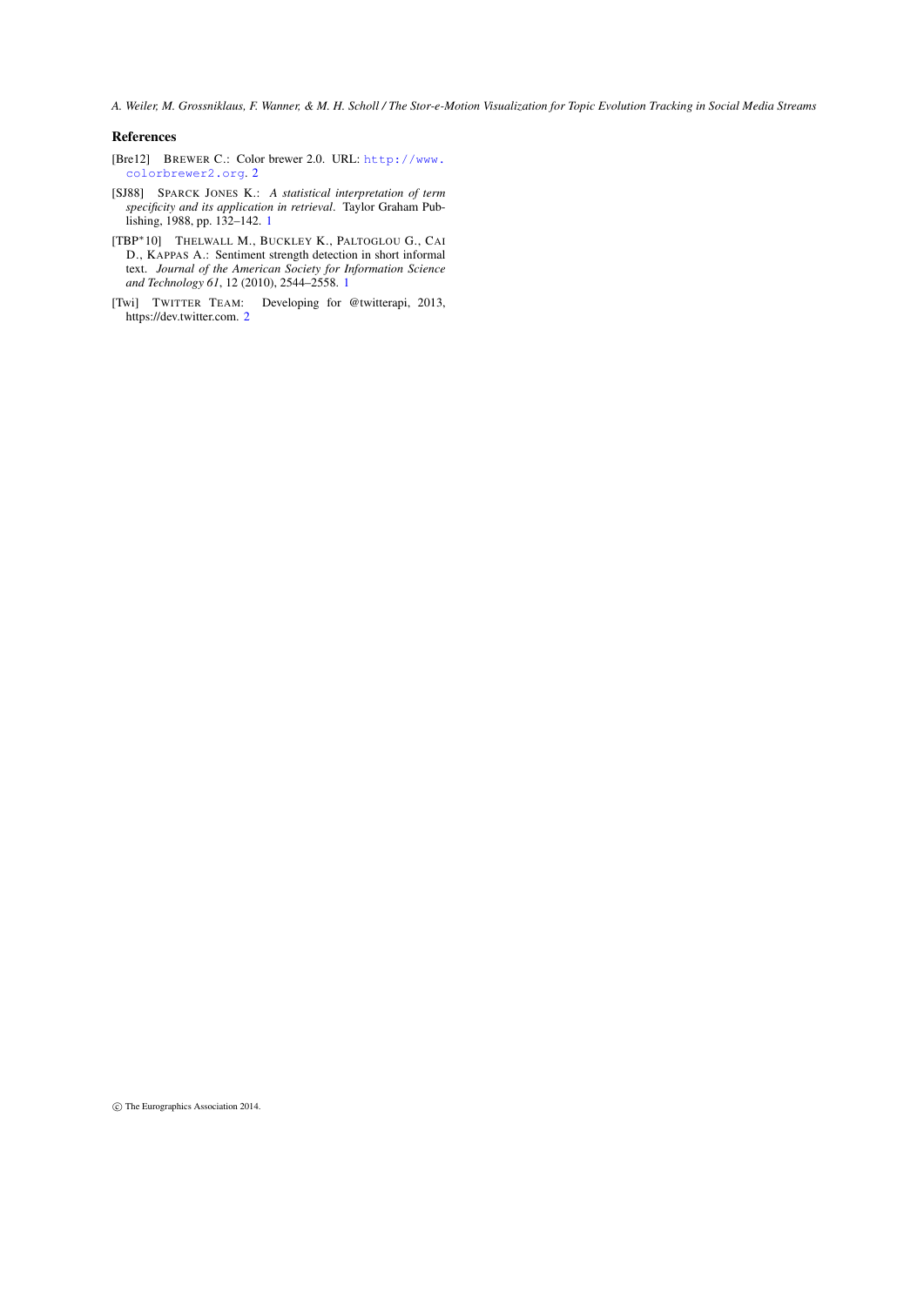## References

[Bre12] Brewer C.: Color brewer 2.0. URL: http://www.colorbrewer2.org. 2

[SJ88] Sparck Jones K.: *A statistical interpretation of term specificity and its application in retrieval*. Taylor Graham Publishing, 1988, pp. 132–142. 1

[TBP*10] Thelwall M., Buckley K., Paltoglou G., Cai D., Kappas A.: Sentiment strength detection in short informal text. *Journal of the American Society for Information Science and Technology 61*, 12 (2010), 2544–2558. 1

[Twi] Twitter Team: Developing for @twitterapi, 2013, https://dev.twitter.com. 2